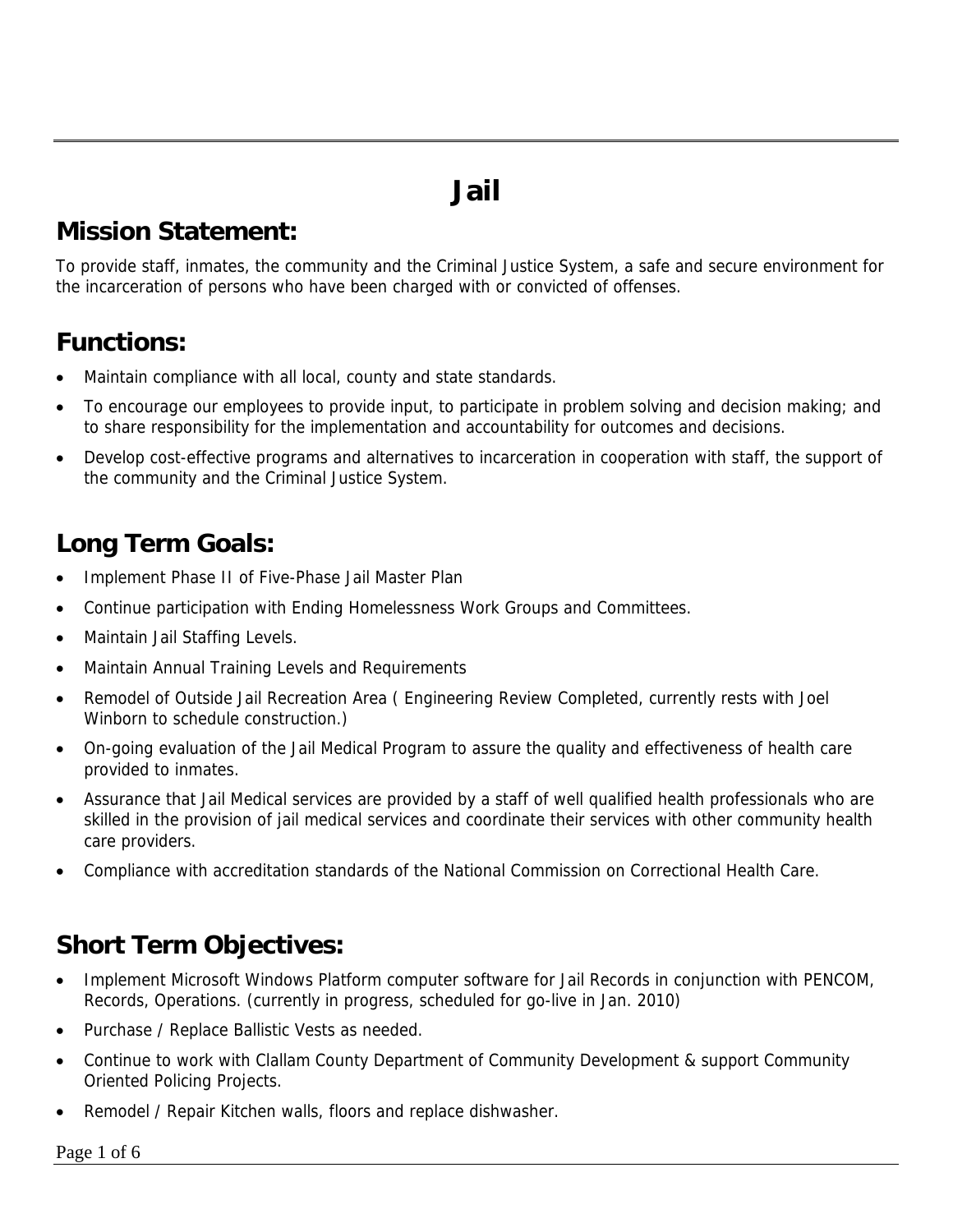# Jail

## Mission Statement:

To provide staff, inmates, the community and the Criminal Justice System, a safe and secure environment for the incarceration of persons who have been charged with or convicted of offenses.

## Functions:

- Maintain compliance with all local, county and state standards.
- To encourage our employees to provide input, to participate in problem solving and decision making; and to share responsibility for the implementation and accountability for outcomes and decisions.
- Develop cost-effective programs and alternatives to incarceration in cooperation with staff, the support of the community and the Criminal Justice System.

## Long Term Goals:

- Implement Phase II of Five-Phase Jail Master Plan
- Continue participation with Ending Homelessness Work Groups and Committees.
- Maintain Jail Staffing Levels.
- Maintain Annual Training Levels and Requirements
- Remodel of Outside Jail Recreation Area ( Engineering Review Completed, currently rests with Joel Winborn to schedule construction.)
- On-going evaluation of the Jail Medical Program to assure the quality and effectiveness of health care provided to inmates.
- Assurance that Jail Medical services are provided by a staff of well qualified health professionals who are skilled in the provision of jail medical services and coordinate their services with other community health care providers.
- Compliance with accreditation standards of the National Commission on Correctional Health Care.

## Short Term Objectives:

- Implement Microsoft Windows Platform computer software for Jail Records in conjunction with PENCOM, Records, Operations. (currently in progress, scheduled for go-live in Jan. 2010)
- Purchase / Replace Ballistic Vests as needed.
- Continue to work with Clallam County Department of Community Development & support Community Oriented Policing Projects.
- Remodel / Repair Kitchen walls, floors and replace dishwasher.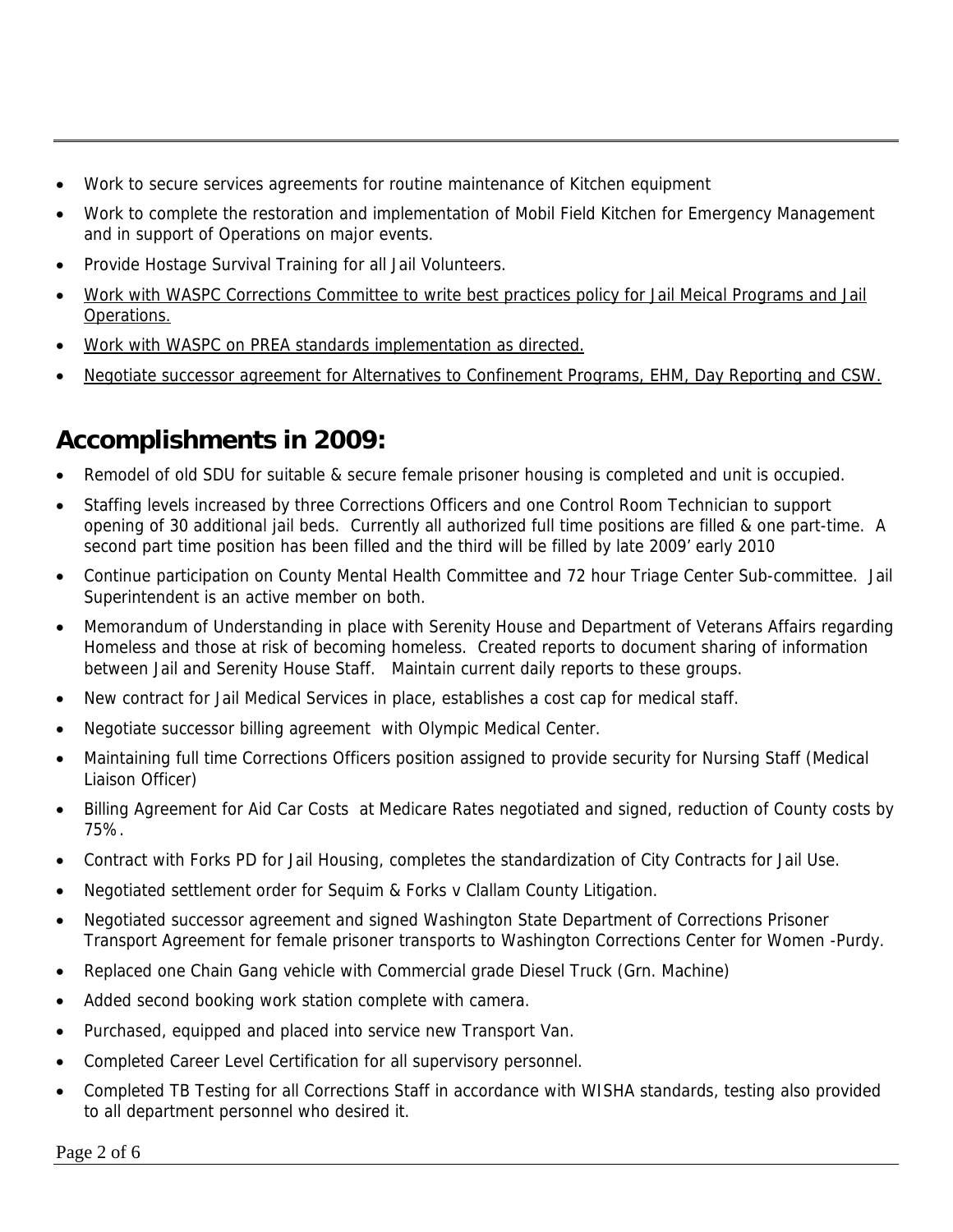- Work to secure services agreements for routine maintenance of Kitchen equipment
- Work to complete the restoration and implementation of Mobil Field Kitchen for Emergency Management and in support of Operations on major events.
- Provide Hostage Survival Training for all Jail Volunteers.
- <u>Work with WASPC Corrections Committee to write best practices policy for Jail Meical Programs and Jail Operations.</u>
- <u>Work with WASPC on PREA standards implementation as directed.</u>
- <u>Negotiate successor agreement for Alternatives to Confinement Programs, EHM, Day Reporting and CSW.</u>

## Accomplishments in 2009:

- Remodel of old SDU for suitable & secure female prisoner housing is completed and unit is occupied.
- Staffing levels increased by three Corrections Officers and one Control Room Technician to support opening of 30 additional jail beds. Currently all authorized full time positions are filled & one part-time. A second part time position has been filled and the third will be filled by late 2009' early 2010
- Continue participation on County Mental Health Committee and 72 hour Triage Center Sub-committee. Jail Superintendent is an active member on both.
- Memorandum of Understanding in place with Serenity House and Department of Veterans Affairs regarding Homeless and those at risk of becoming homeless. Created reports to document sharing of information between Jail and Serenity House Staff. Maintain current daily reports to these groups.
- New contract for Jail Medical Services in place, establishes a cost cap for medical staff.
- Negotiate successor billing agreement with Olympic Medical Center.
- Maintaining full time Corrections Officers position assigned to provide security for Nursing Staff (Medical Liaison Officer)
- Billing Agreement for Aid Car Costs at Medicare Rates negotiated and signed, reduction of County costs by 75%.
- Contract with Forks PD for Jail Housing, completes the standardization of City Contracts for Jail Use.
- Negotiated settlement order for Sequim & Forks v Clallam County Litigation.
- Negotiated successor agreement and signed Washington State Department of Corrections Prisoner Transport Agreement for female prisoner transports to Washington Corrections Center for Women -Purdy.
- Replaced one Chain Gang vehicle with Commercial grade Diesel Truck (Grn. Machine)
- Added second booking work station complete with camera.
- Purchased, equipped and placed into service new Transport Van.
- Completed Career Level Certification for all supervisory personnel.
- Completed TB Testing for all Corrections Staff in accordance with WISHA standards, testing also provided to all department personnel who desired it.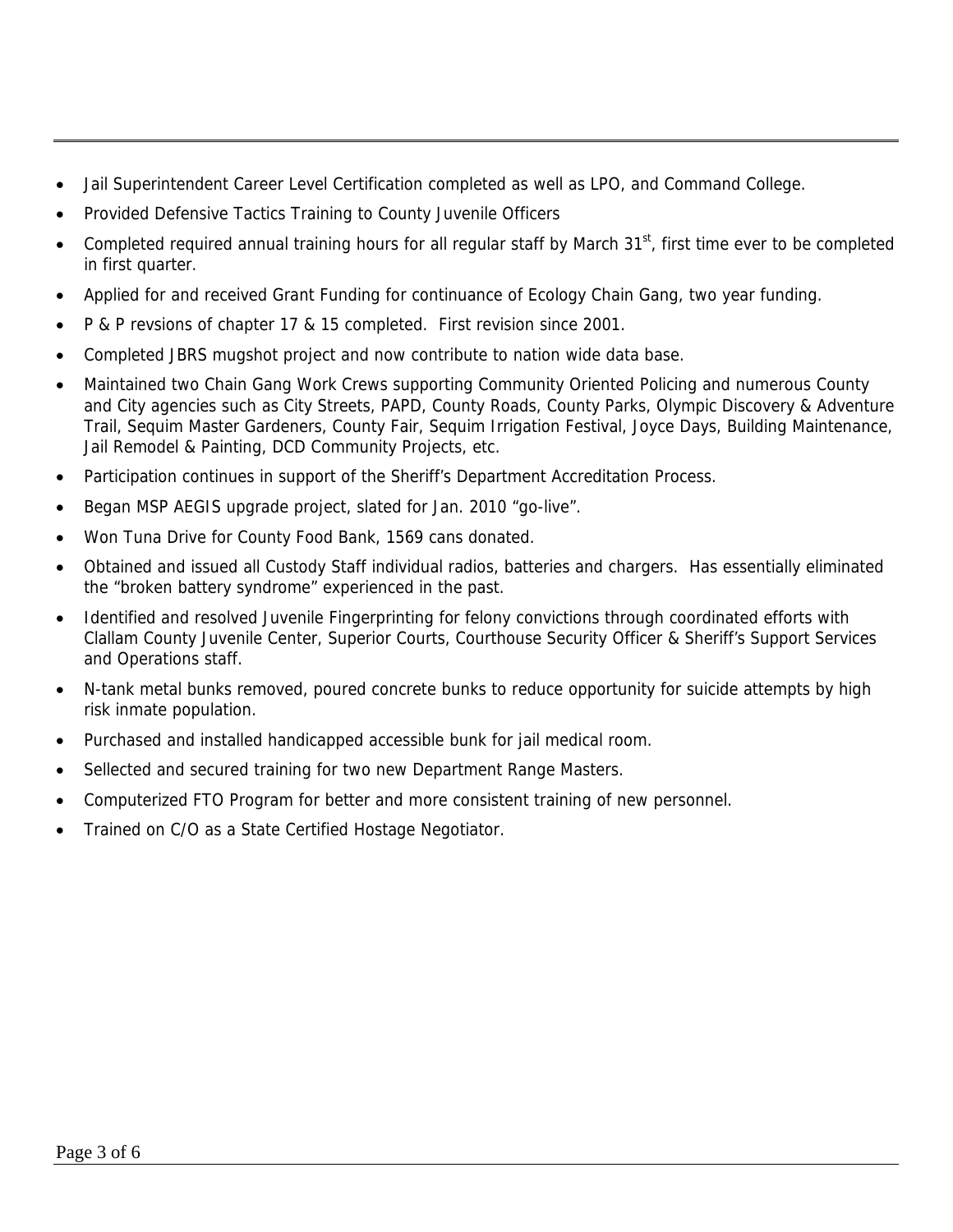- Jail Superintendent Career Level Certification completed as well as LPO, and Command College.
- Provided Defensive Tactics Training to County Juvenile Officers
- Completed required annual training hours for all regular staff by March 31st, first time ever to be completed in first quarter.
- Applied for and received Grant Funding for continuance of Ecology Chain Gang, two year funding.
- P & P revsions of chapter 17 & 15 completed. First revision since 2001.
- Completed JBRS mugshot project and now contribute to nation wide data base.
- Maintained two Chain Gang Work Crews supporting Community Oriented Policing and numerous County and City agencies such as City Streets, PAPD, County Roads, County Parks, Olympic Discovery & Adventure Trail, Sequim Master Gardeners, County Fair, Sequim Irrigation Festival, Joyce Days, Building Maintenance, Jail Remodel & Painting, DCD Community Projects, etc.
- Participation continues in support of the Sheriff's Department Accreditation Process.
- Began MSP AEGIS upgrade project, slated for Jan. 2010 "go-live".
- Won Tuna Drive for County Food Bank, 1569 cans donated.
- Obtained and issued all Custody Staff individual radios, batteries and chargers. Has essentially eliminated the "broken battery syndrome" experienced in the past.
- Identified and resolved Juvenile Fingerprinting for felony convictions through coordinated efforts with Clallam County Juvenile Center, Superior Courts, Courthouse Security Officer & Sheriff's Support Services and Operations staff.
- N-tank metal bunks removed, poured concrete bunks to reduce opportunity for suicide attempts by high risk inmate population.
- Purchased and installed handicapped accessible bunk for jail medical room.
- Sellected and secured training for two new Department Range Masters.
- Computerized FTO Program for better and more consistent training of new personnel.
- Trained on C/O as a State Certified Hostage Negotiator.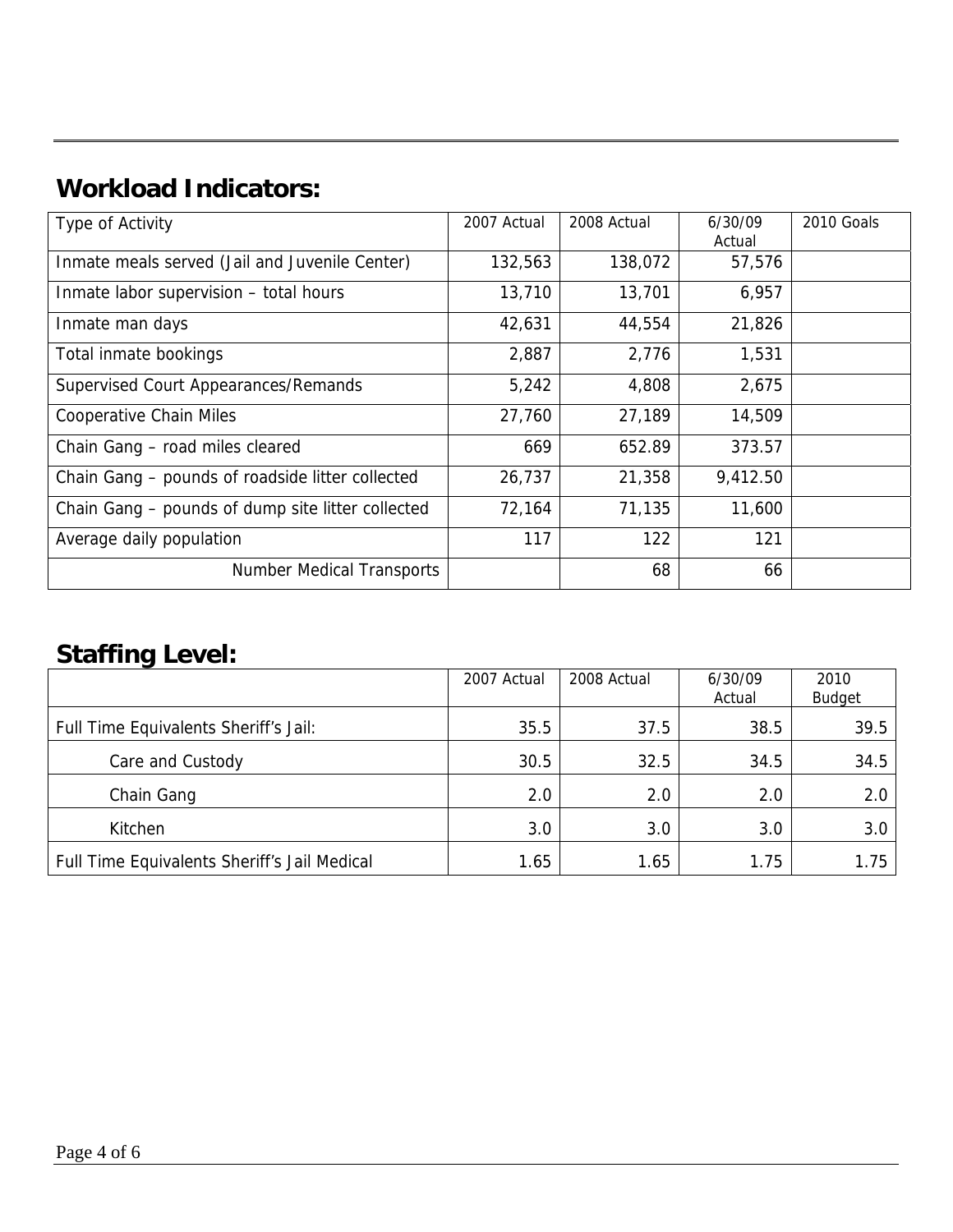## Workload Indicators:

| Type of Activity | 2007 Actual | 2008 Actual | 6/30/09 Actual | 2010 Goals |
|---|---|---|---|---|
| Inmate meals served (Jail and Juvenile Center) | 132,563 | 138,072 | 57,576 | |
| Inmate labor supervision – total hours | 13,710 | 13,701 | 6,957 | |
| Inmate man days | 42,631 | 44,554 | 21,826 | |
| Total inmate bookings | 2,887 | 2,776 | 1,531 | |
| Supervised Court Appearances/Remands | 5,242 | 4,808 | 2,675 | |
| Cooperative Chain Miles | 27,760 | 27,189 | 14,509 | |
| Chain Gang – road miles cleared | 669 | 652.89 | 373.57 | |
| Chain Gang – pounds of roadside litter collected | 26,737 | 21,358 | 9,412.50 | |
| Chain Gang – pounds of dump site litter collected | 72,164 | 71,135 | 11,600 | |
| Average daily population | 117 | 122 | 121 | |
| Number Medical Transports | | 68 | 66 | |

## Staffing Level:

| | 2007 Actual | 2008 Actual | 6/30/09 Actual | 2010 Budget |
|---|---|---|---|---|
| Full Time Equivalents Sheriff's Jail: | 35.5 | 37.5 | 38.5 | 39.5 |
| Care and Custody | 30.5 | 32.5 | 34.5 | 34.5 |
| Chain Gang | 2.0 | 2.0 | 2.0 | 2.0 |
| Kitchen | 3.0 | 3.0 | 3.0 | 3.0 |
| Full Time Equivalents Sheriff's Jail Medical | 1.65 | 1.65 | 1.75 | 1.75 |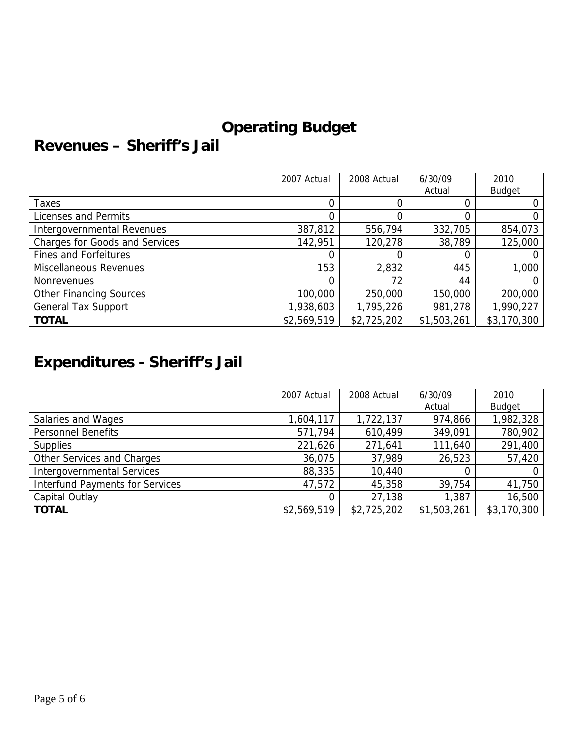# Operating Budget

## Revenues – Sheriff's Jail

| | 2007 Actual | 2008 Actual | 6/30/09 Actual | 2010 Budget |
|---|---|---|---|---|
| Taxes | 0 | 0 | 0 | 0 |
| Licenses and Permits | 0 | 0 | 0 | 0 |
| Intergovernmental Revenues | 387,812 | 556,794 | 332,705 | 854,073 |
| Charges for Goods and Services | 142,951 | 120,278 | 38,789 | 125,000 |
| Fines and Forfeitures | 0 | 0 | 0 | 0 |
| Miscellaneous Revenues | 153 | 2,832 | 445 | 1,000 |
| Nonrevenues | 0 | 72 | 44 | 0 |
| Other Financing Sources | 100,000 | 250,000 | 150,000 | 200,000 |
| General Tax Support | 1,938,603 | 1,795,226 | 981,278 | 1,990,227 |
| **TOTAL** | $2,569,519 | $2,725,202 | $1,503,261 | $3,170,300 |

## Expenditures - Sheriff's Jail

| | 2007 Actual | 2008 Actual | 6/30/09 Actual | 2010 Budget |
|---|---|---|---|---|
| Salaries and Wages | 1,604,117 | 1,722,137 | 974,866 | 1,982,328 |
| Personnel Benefits | 571,794 | 610,499 | 349,091 | 780,902 |
| Supplies | 221,626 | 271,641 | 111,640 | 291,400 |
| Other Services and Charges | 36,075 | 37,989 | 26,523 | 57,420 |
| Intergovernmental Services | 88,335 | 10,440 | 0 | 0 |
| Interfund Payments for Services | 47,572 | 45,358 | 39,754 | 41,750 |
| Capital Outlay | 0 | 27,138 | 1,387 | 16,500 |
| **TOTAL** | $2,569,519 | $2,725,202 | $1,503,261 | $3,170,300 |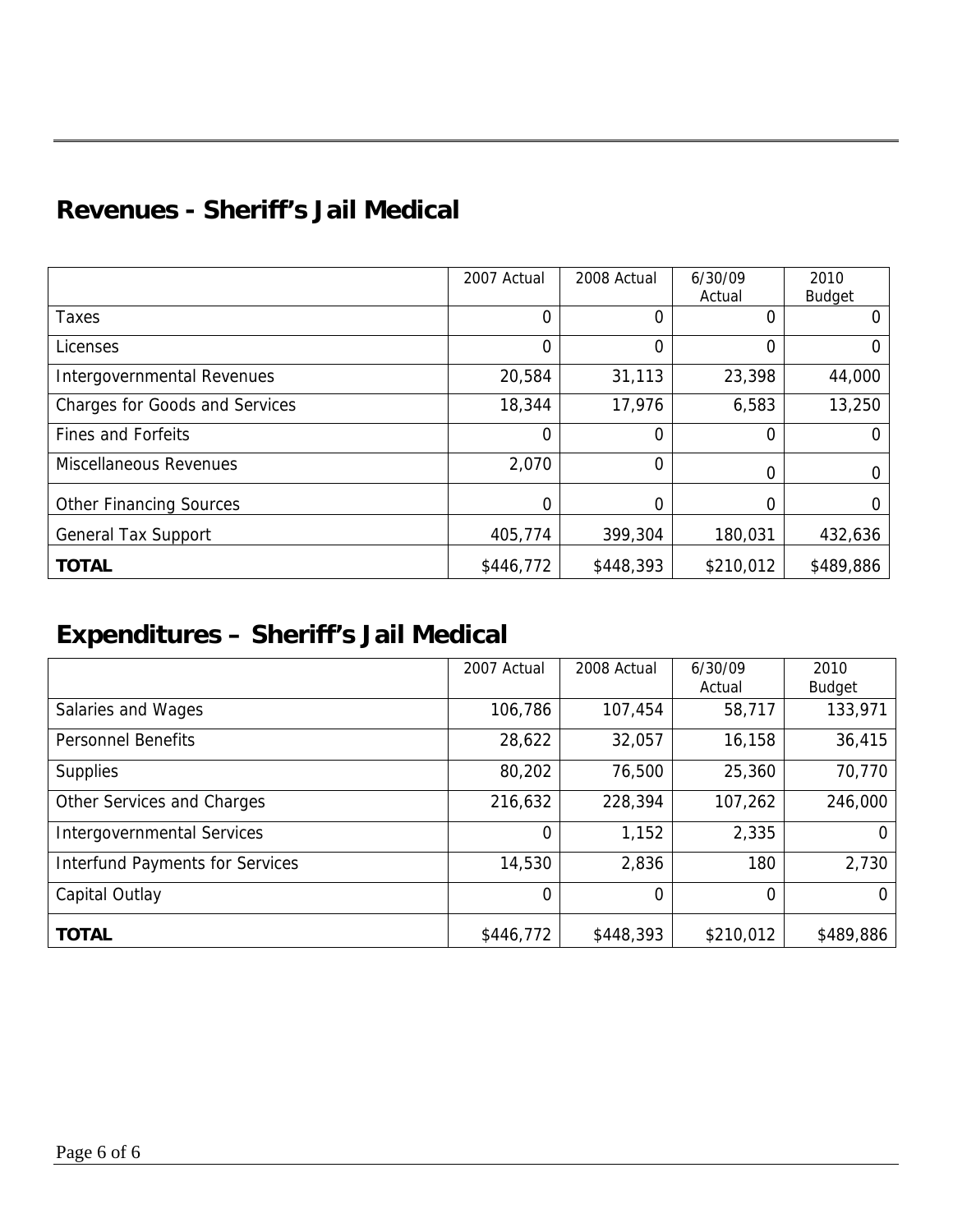## Revenues - Sheriff's Jail Medical

| | 2007 Actual | 2008 Actual | 6/30/09 Actual | 2010 Budget |
|---|---|---|---|---|
| Taxes | 0 | 0 | 0 | 0 |
| Licenses | 0 | 0 | 0 | 0 |
| Intergovernmental Revenues | 20,584 | 31,113 | 23,398 | 44,000 |
| Charges for Goods and Services | 18,344 | 17,976 | 6,583 | 13,250 |
| Fines and Forfeits | 0 | 0 | 0 | 0 |
| Miscellaneous Revenues | 2,070 | 0 | 0 | 0 |
| Other Financing Sources | 0 | 0 | 0 | 0 |
| General Tax Support | 405,774 | 399,304 | 180,031 | 432,636 |
| **TOTAL** | $446,772 | $448,393 | $210,012 | $489,886 |

## Expenditures – Sheriff's Jail Medical

| | 2007 Actual | 2008 Actual | 6/30/09 Actual | 2010 Budget |
|---|---|---|---|---|
| Salaries and Wages | 106,786 | 107,454 | 58,717 | 133,971 |
| Personnel Benefits | 28,622 | 32,057 | 16,158 | 36,415 |
| Supplies | 80,202 | 76,500 | 25,360 | 70,770 |
| Other Services and Charges | 216,632 | 228,394 | 107,262 | 246,000 |
| Intergovernmental Services | 0 | 1,152 | 2,335 | 0 |
| Interfund Payments for Services | 14,530 | 2,836 | 180 | 2,730 |
| Capital Outlay | 0 | 0 | 0 | 0 |
| **TOTAL** | $446,772 | $448,393 | $210,012 | $489,886 |